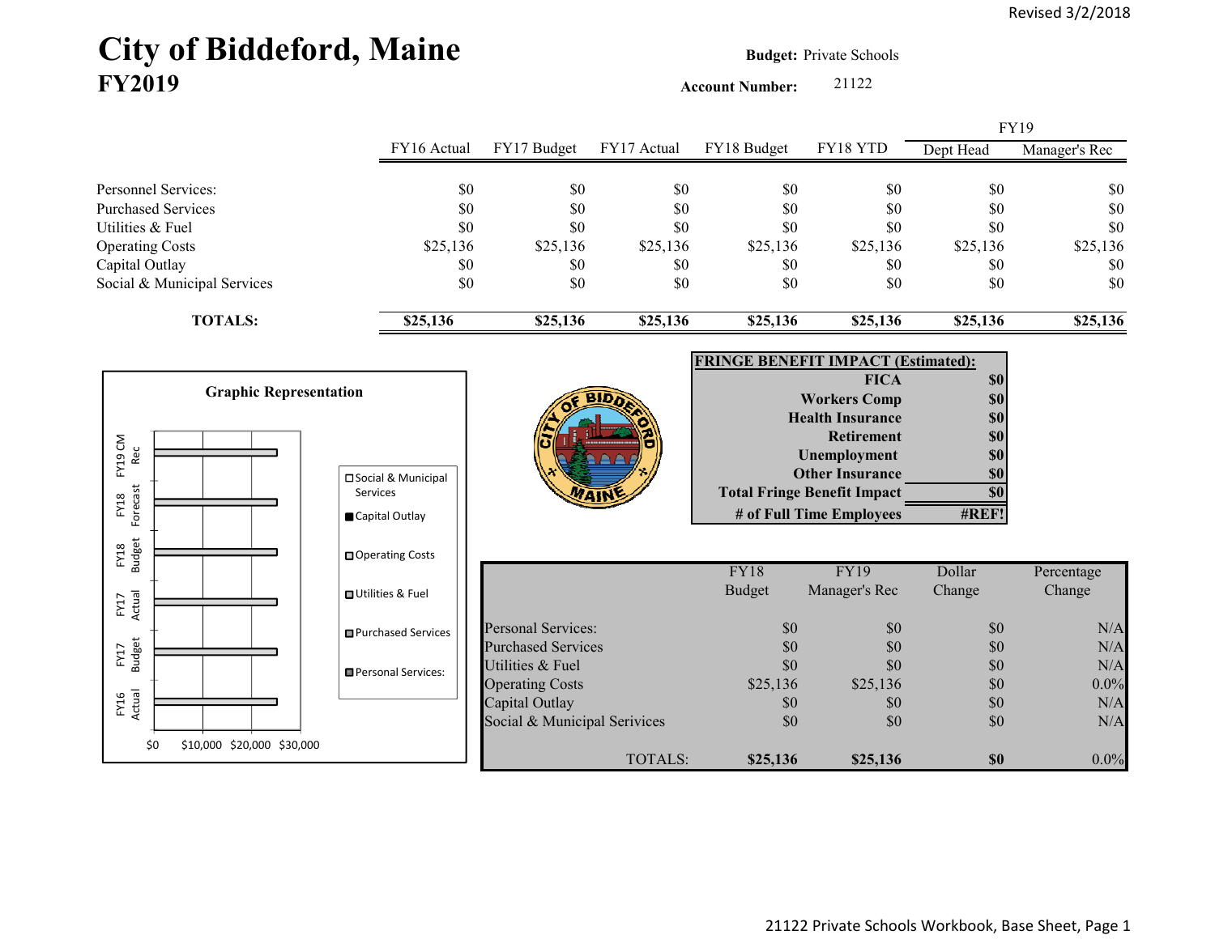Revised 3/2/2018

# City of Biddeford, Maine
## FY2019

**Budget:** Private Schools

**Account Number:** 21122

| | FY16 Actual | FY17 Budget | FY17 Actual | FY18 Budget | FY18 YTD | FY19 Dept Head | FY19 Manager's Rec |
|---|---|---|---|---|---|---|---|
| Personnel Services: | $0 | $0 | $0 | $0 | $0 | $0 | $0 |
| Purchased Services | $0 | $0 | $0 | $0 | $0 | $0 | $0 |
| Utilities & Fuel | $0 | $0 | $0 | $0 | $0 | $0 | $0 |
| Operating Costs | $25,136 | $25,136 | $25,136 | $25,136 | $25,136 | $25,136 | $25,136 |
| Capital Outlay | $0 | $0 | $0 | $0 | $0 | $0 | $0 |
| Social & Municipal Services | $0 | $0 | $0 | $0 | $0 | $0 | $0 |
| **TOTALS:** | **$25,136** | **$25,136** | **$25,136** | **$25,136** | **$25,136** | **$25,136** | **$25,136** |

**Graphic Representation**

| FRINGE BENEFIT IMPACT (Estimated): | |
|---|---|
| FICA | $0 |
| Workers Comp | $0 |
| Health Insurance | $0 |
| Retirement | $0 |
| Unemployment | $0 |
| Other Insurance | $0 |
| Total Fringe Benefit Impact | $0 |
| # of Full Time Employees | #REF! |

| | FY18 Budget | FY19 Manager's Rec | Dollar Change | Percentage Change |
|---|---|---|---|---|
| Personal Services: | $0 | $0 | $0 | N/A |
| Purchased Services | $0 | $0 | $0 | N/A |
| Utilities & Fuel | $0 | $0 | $0 | N/A |
| Operating Costs | $25,136 | $25,136 | $0 | 0.0% |
| Capital Outlay | $0 | $0 | $0 | N/A |
| Social & Municipal Serivices | $0 | $0 | $0 | N/A |
| TOTALS: | **$25,136** | **$25,136** | **$0** | 0.0% |

21122 Private Schools Workbook, Base Sheet, Page 1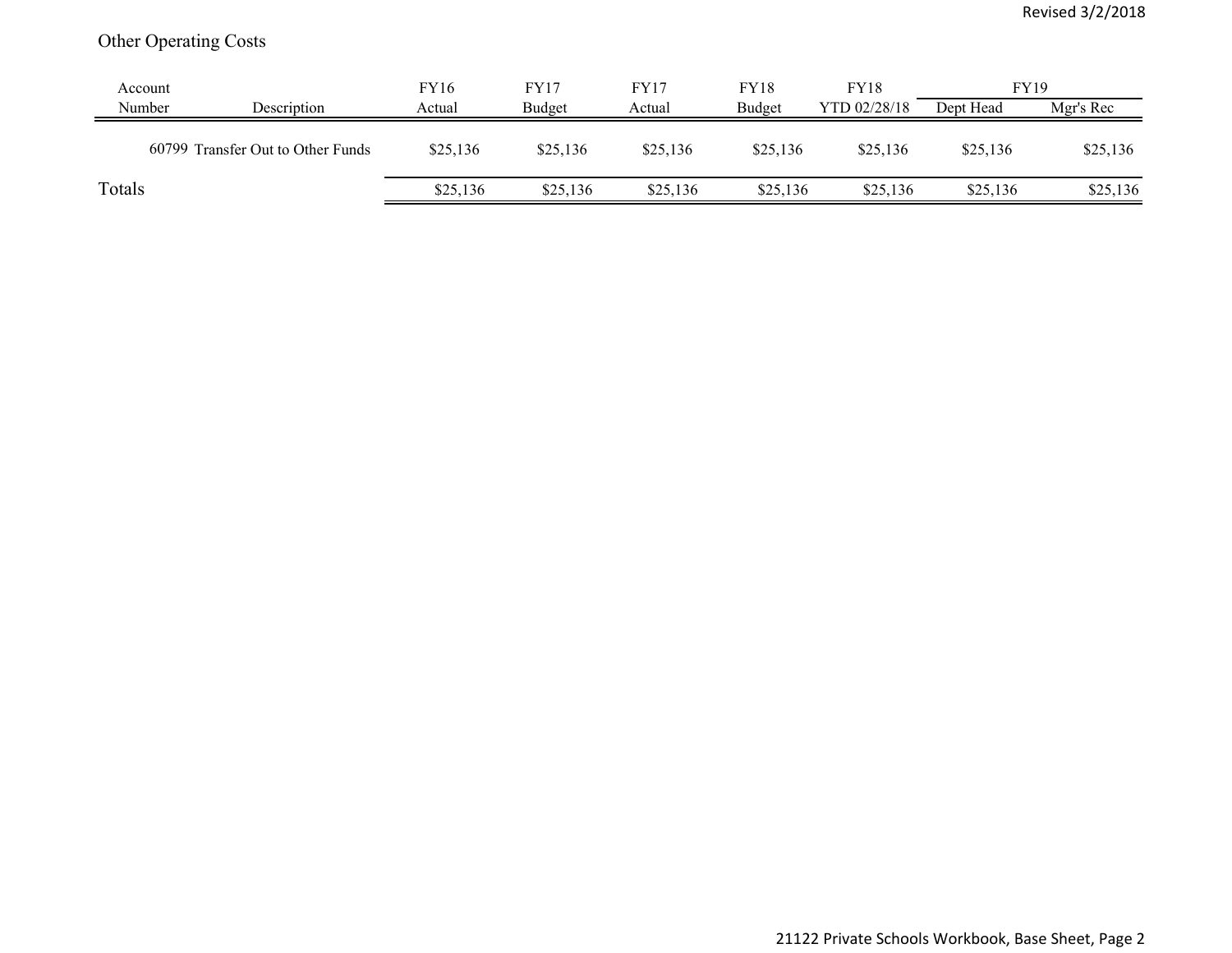## Other Operating Costs

| Account Number | Description | FY16 Actual | FY17 Budget | FY17 Actual | FY18 Budget | FY18 YTD 02/28/18 | FY19 Dept Head | FY19 Mgr's Rec |
|---|---|---|---|---|---|---|---|---|
| 60799 | Transfer Out to Other Funds | $25,136 | $25,136 | $25,136 | $25,136 | $25,136 | $25,136 | $25,136 |
| Totals | | $25,136 | $25,136 | $25,136 | $25,136 | $25,136 | $25,136 | $25,136 |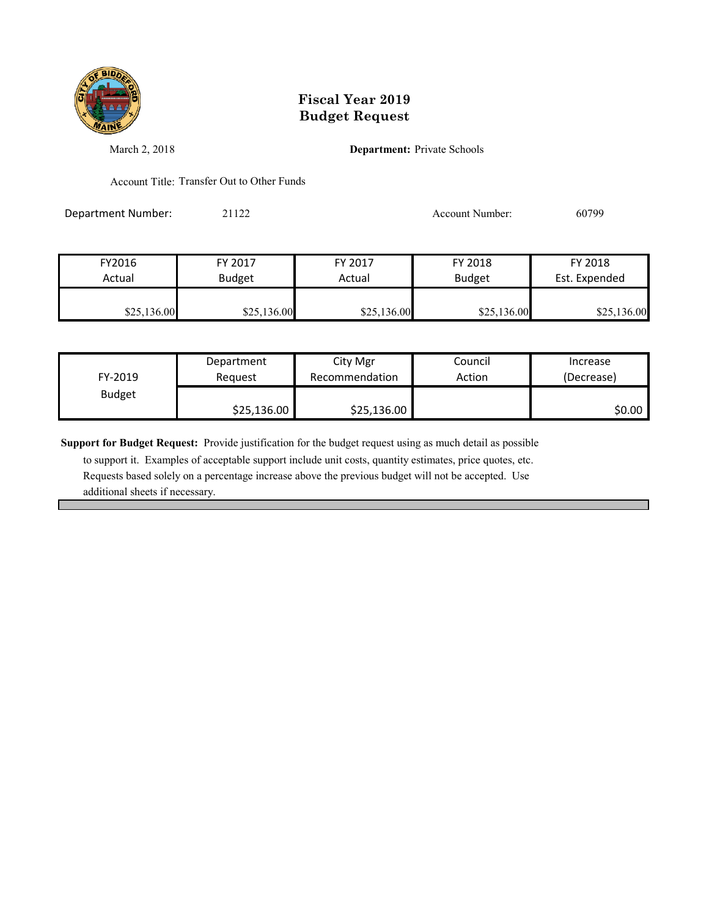# Fiscal Year 2019
# Budget Request

March 2, 2018

**Department:** Private Schools

Account Title: Transfer Out to Other Funds

Department Number: 21122

Account Number: 60799

| FY2016 Actual | FY 2017 Budget | FY 2017 Actual | FY 2018 Budget | FY 2018 Est. Expended |
|---|---|---|---|---|
| $25,136.00 | $25,136.00 | $25,136.00 | $25,136.00 | $25,136.00 |

| FY-2019 Budget | Department Request | City Mgr Recommendation | Council Action | Increase (Decrease) |
|---|---|---|---|---|
| | $25,136.00 | $25,136.00 | | $0.00 |

**Support for Budget Request:** Provide justification for the budget request using as much detail as possible to support it. Examples of acceptable support include unit costs, quantity estimates, price quotes, etc. Requests based solely on a percentage increase above the previous budget will not be accepted. Use additional sheets if necessary.